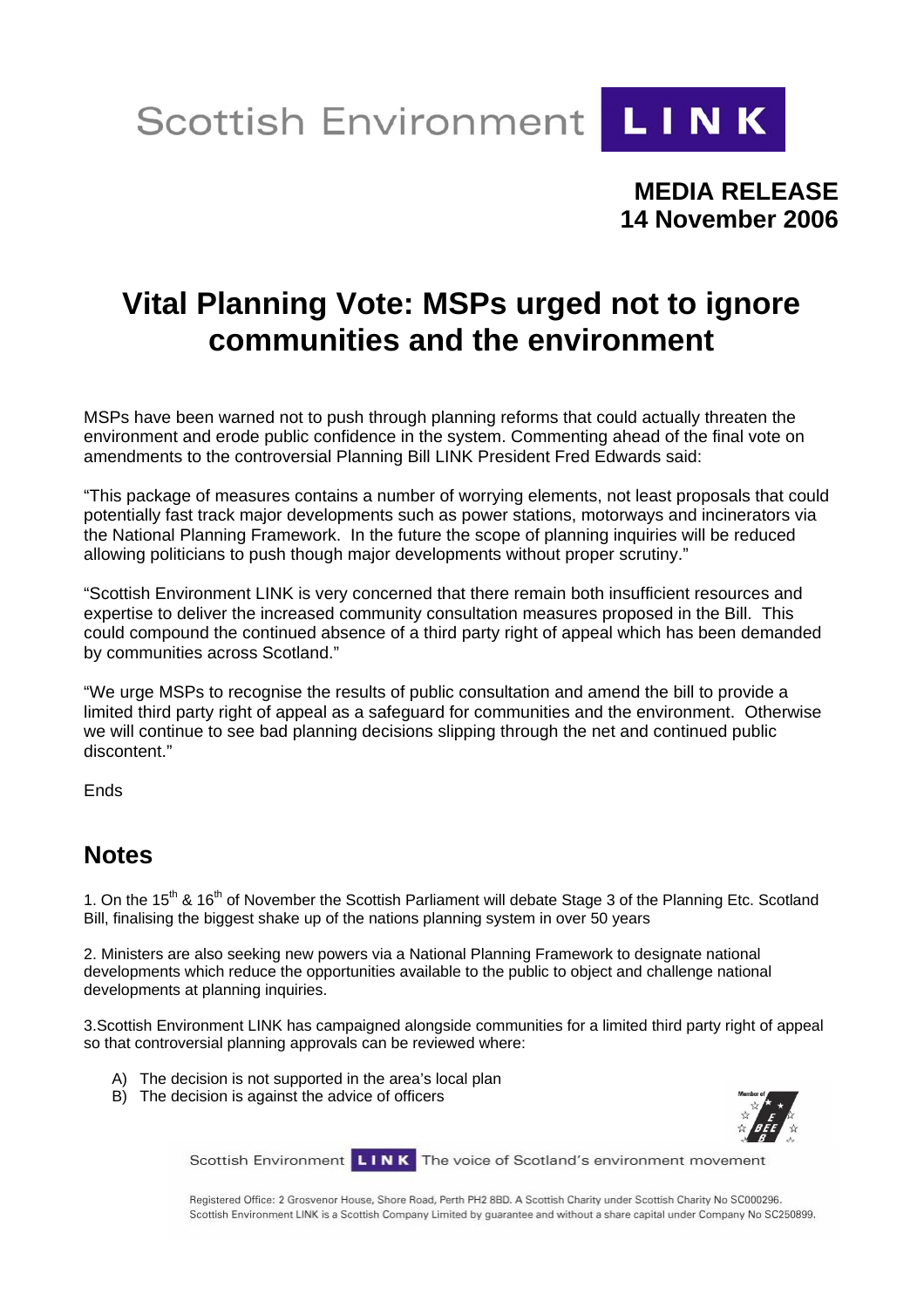Scottish Environment **LINK**

**MEDIA RELEASE**
**14 November 2006**

# Vital Planning Vote: MSPs urged not to ignore communities and the environment

MSPs have been warned not to push through planning reforms that could actually threaten the environment and erode public confidence in the system. Commenting ahead of the final vote on amendments to the controversial Planning Bill LINK President Fred Edwards said:

"This package of measures contains a number of worrying elements, not least proposals that could potentially fast track major developments such as power stations, motorways and incinerators via the National Planning Framework. In the future the scope of planning inquiries will be reduced allowing politicians to push though major developments without proper scrutiny."

"Scottish Environment LINK is very concerned that there remain both insufficient resources and expertise to deliver the increased community consultation measures proposed in the Bill. This could compound the continued absence of a third party right of appeal which has been demanded by communities across Scotland."

"We urge MSPs to recognise the results of public consultation and amend the bill to provide a limited third party right of appeal as a safeguard for communities and the environment. Otherwise we will continue to see bad planning decisions slipping through the net and continued public discontent."

Ends

## Notes

1. On the 15th & 16th of November the Scottish Parliament will debate Stage 3 of the Planning Etc. Scotland Bill, finalising the biggest shake up of the nations planning system in over 50 years

2. Ministers are also seeking new powers via a National Planning Framework to designate national developments which reduce the opportunities available to the public to object and challenge national developments at planning inquiries.

3.Scottish Environment LINK has campaigned alongside communities for a limited third party right of appeal so that controversial planning approvals can be reviewed where:

A) The decision is not supported in the area's local plan
B) The decision is against the advice of officers

Scottish Environment **LINK** The voice of Scotland's environment movement

Registered Office: 2 Grosvenor House, Shore Road, Perth PH2 8BD. A Scottish Charity under Scottish Charity No SC000296.
Scottish Environment LINK is a Scottish Company Limited by guarantee and without a share capital under Company No SC250899.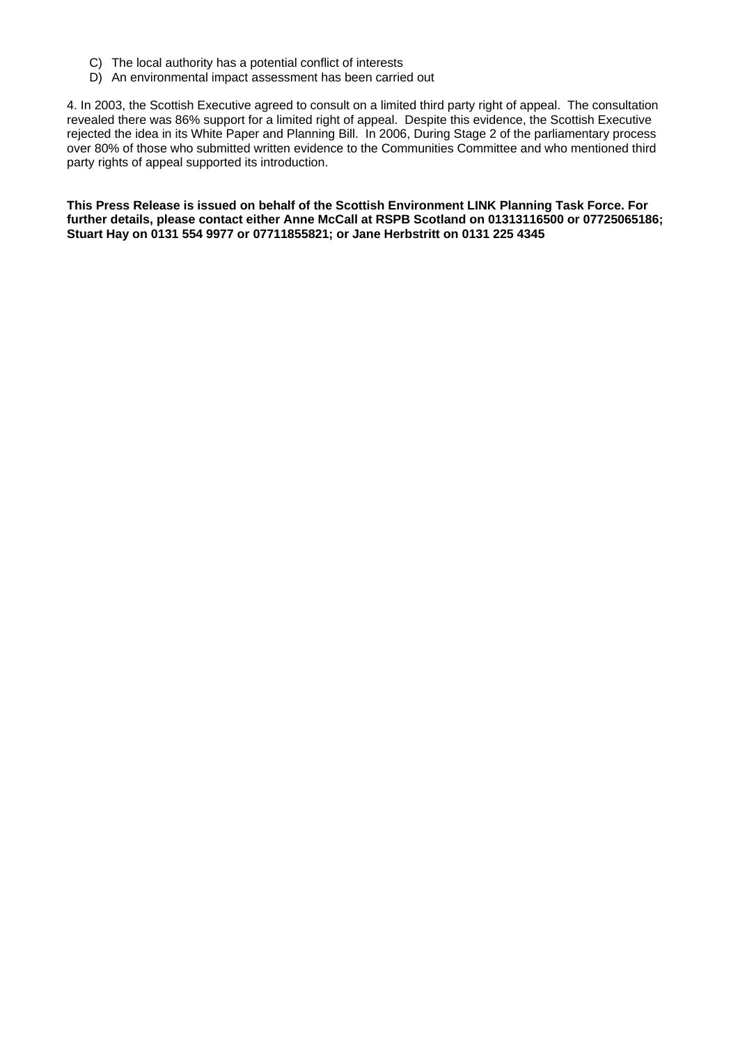C) The local authority has a potential conflict of interests
D) An environmental impact assessment has been carried out

4. In 2003, the Scottish Executive agreed to consult on a limited third party right of appeal. The consultation revealed there was 86% support for a limited right of appeal. Despite this evidence, the Scottish Executive rejected the idea in its White Paper and Planning Bill. In 2006, During Stage 2 of the parliamentary process over 80% of those who submitted written evidence to the Communities Committee and who mentioned third party rights of appeal supported its introduction.

**This Press Release is issued on behalf of the Scottish Environment LINK Planning Task Force. For further details, please contact either Anne McCall at RSPB Scotland on 01313116500 or 07725065186; Stuart Hay on 0131 554 9977 or 07711855821; or Jane Herbstritt on 0131 225 4345**